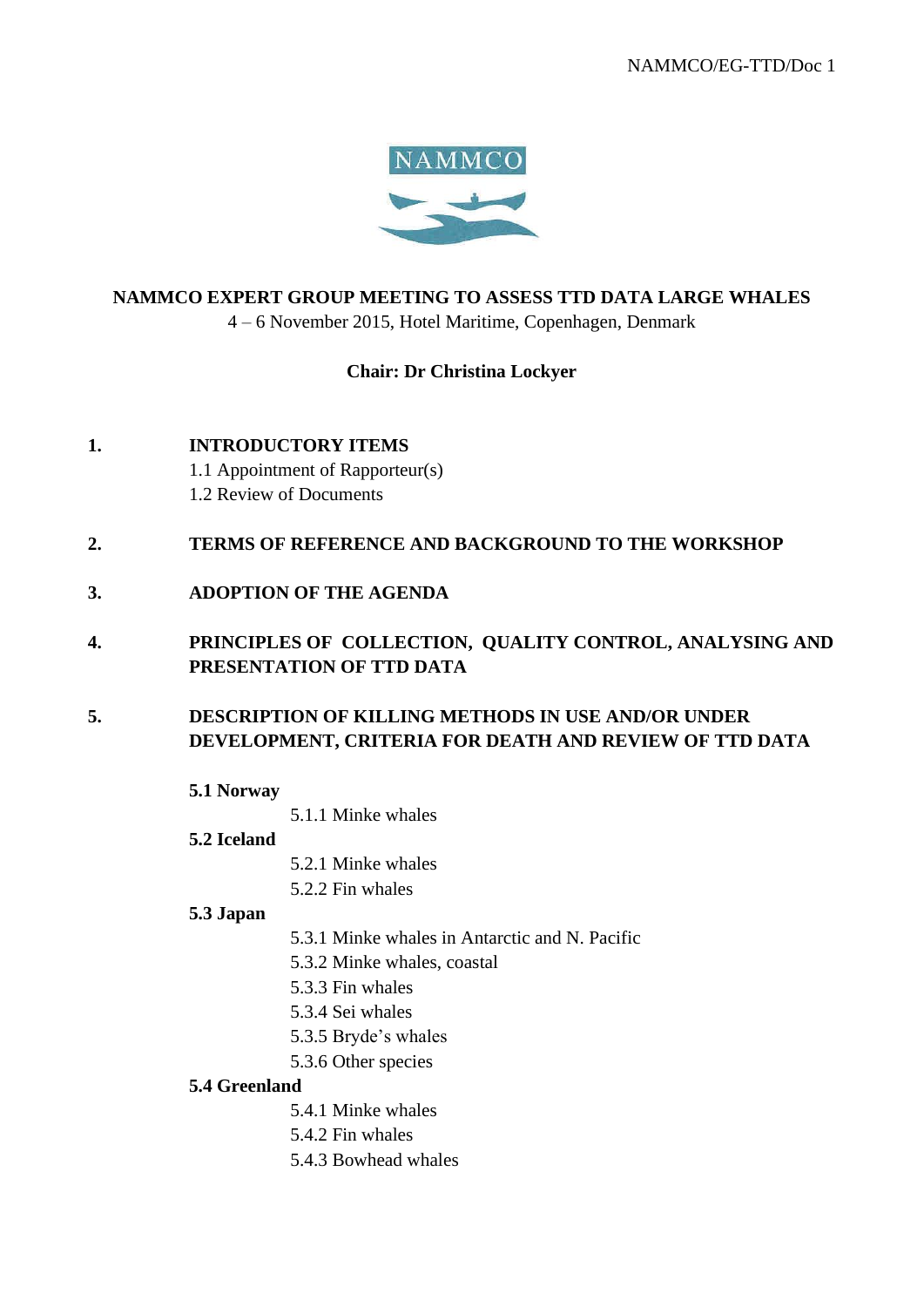NAMMCO/EG-TTD/Doc 1

NAMMCO

**NAMMCO EXPERT GROUP MEETING TO ASSESS TTD DATA LARGE WHALES**

4 – 6 November 2015, Hotel Maritime, Copenhagen, Denmark

**Chair: Dr Christina Lockyer**

## 1. INTRODUCTORY ITEMS

1.1 Appointment of Rapporteur(s)

1.2 Review of Documents

## 2. TERMS OF REFERENCE AND BACKGROUND TO THE WORKSHOP

## 3. ADOPTION OF THE AGENDA

## 4. PRINCIPLES OF COLLECTION, QUALITY CONTROL, ANALYSING AND PRESENTATION OF TTD DATA

## 5. DESCRIPTION OF KILLING METHODS IN USE AND/OR UNDER DEVELOPMENT, CRITERIA FOR DEATH AND REVIEW OF TTD DATA

**5.1 Norway**

- 5.1.1 Minke whales

**5.2 Iceland**

- 5.2.1 Minke whales
- 5.2.2 Fin whales

**5.3 Japan**

- 5.3.1 Minke whales in Antarctic and N. Pacific
- 5.3.2 Minke whales, coastal
- 5.3.3 Fin whales
- 5.3.4 Sei whales
- 5.3.5 Bryde's whales
- 5.3.6 Other species

**5.4 Greenland**

- 5.4.1 Minke whales
- 5.4.2 Fin whales
- 5.4.3 Bowhead whales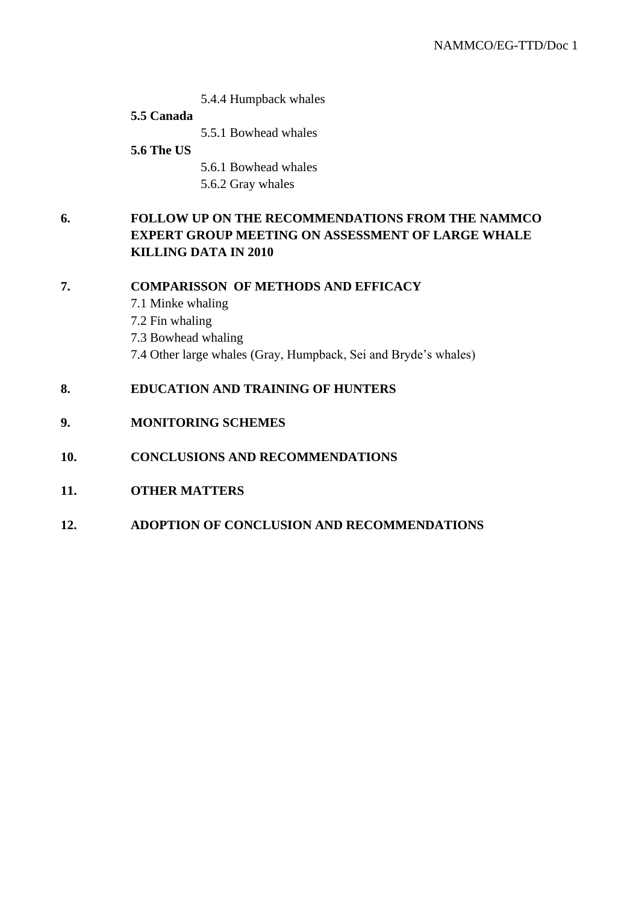5.4.4 Humpback whales

**5.5 Canada**

5.5.1 Bowhead whales

**5.6 The US**

5.6.1 Bowhead whales

5.6.2 Gray whales

**6. FOLLOW UP ON THE RECOMMENDATIONS FROM THE NAMMCO EXPERT GROUP MEETING ON ASSESSMENT OF LARGE WHALE KILLING DATA IN 2010**

**7. COMPARISSON OF METHODS AND EFFICACY**

7.1 Minke whaling

7.2 Fin whaling

7.3 Bowhead whaling

7.4 Other large whales (Gray, Humpback, Sei and Bryde's whales)

**8. EDUCATION AND TRAINING OF HUNTERS**

**9. MONITORING SCHEMES**

**10. CONCLUSIONS AND RECOMMENDATIONS**

**11. OTHER MATTERS**

**12. ADOPTION OF CONCLUSION AND RECOMMENDATIONS**